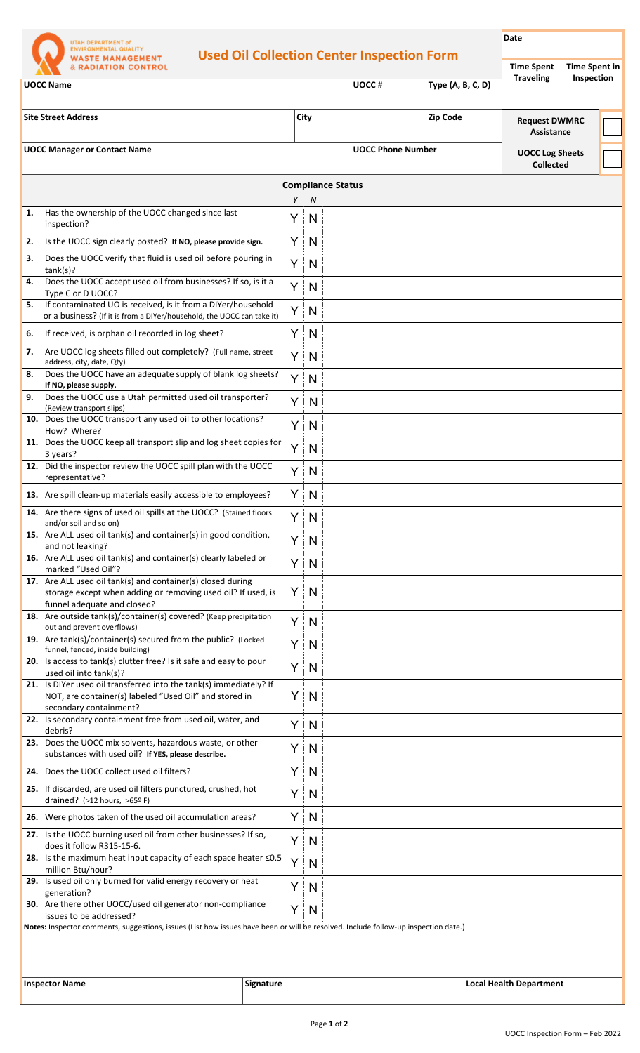UTAH DEPARTMENT of ENVIRONMENTAL QUALITY
WASTE MANAGEMENT & RADIATION CONTROL

# Used Oil Collection Center Inspection Form

| UOCC Name | | UOCC # | Type (A, B, C, D) | Date | |
|---|---|---|---|---|---|
| | | | | **Time Spent Traveling** | **Time Spent in Inspection** |
| **Site Street Address** | **City** | | **Zip Code** | **Request DWMRC Assistance** | ☐ |
| **UOCC Manager or Contact Name** | | **UOCC Phone Number** | | **UOCC Log Sheets Collected** | ☐ |

## Compliance Status

| # | Question | Y | N | |
|---|---|---|---|---|
| 1. | Has the ownership of the UOCC changed since last inspection? | Y | N | |
| 2. | Is the UOCC sign clearly posted? **If NO, please provide sign.** | Y | N | |
| 3. | Does the UOCC verify that fluid is used oil before pouring in tank(s)? | Y | N | |
| 4. | Does the UOCC accept used oil from businesses? If so, is it a Type C or D UOCC? | Y | N | |
| 5. | If contaminated UO is received, is it from a DIYer/household or a business? (If it is from a DIYer/household, the UOCC can take it) | Y | N | |
| 6. | If received, is orphan oil recorded in log sheet? | Y | N | |
| 7. | Are UOCC log sheets filled out completely? (Full name, street address, city, date, Qty) | Y | N | |
| 8. | Does the UOCC have an adequate supply of blank log sheets? **If NO, please supply.** | Y | N | |
| 9. | Does the UOCC use a Utah permitted used oil transporter? (Review transport slips) | Y | N | |
| 10. | Does the UOCC transport any used oil to other locations? How? Where? | Y | N | |
| 11. | Does the UOCC keep all transport slip and log sheet copies for 3 years? | Y | N | |
| 12. | Did the inspector review the UOCC spill plan with the UOCC representative? | Y | N | |
| 13. | Are spill clean-up materials easily accessible to employees? | Y | N | |
| 14. | Are there signs of used oil spills at the UOCC? (Stained floors and/or soil and so on) | Y | N | |
| 15. | Are ALL used oil tank(s) and container(s) in good condition, and not leaking? | Y | N | |
| 16. | Are ALL used oil tank(s) and container(s) clearly labeled or marked "Used Oil"? | Y | N | |
| 17. | Are ALL used oil tank(s) and container(s) closed during storage except when adding or removing used oil? If used, is funnel adequate and closed? | Y | N | |
| 18. | Are outside tank(s)/container(s) covered? (Keep precipitation out and prevent overflows) | Y | N | |
| 19. | Are tank(s)/container(s) secured from the public? (Locked funnel, fenced, inside building) | Y | N | |
| 20. | Is access to tank(s) clutter free? Is it safe and easy to pour used oil into tank(s)? | Y | N | |
| 21. | Is DIYer used oil transferred into the tank(s) immediately? If NOT, are container(s) labeled "Used Oil" and stored in secondary containment? | Y | N | |
| 22. | Is secondary containment free from used oil, water, and debris? | Y | N | |
| 23. | Does the UOCC mix solvents, hazardous waste, or other substances with used oil? **If YES, please describe.** | Y | N | |
| 24. | Does the UOCC collect used oil filters? | Y | N | |
| 25. | If discarded, are used oil filters punctured, crushed, hot drained? (>12 hours, >65º F) | Y | N | |
| 26. | Were photos taken of the used oil accumulation areas? | Y | N | |
| 27. | Is the UOCC burning used oil from other businesses? If so, does it follow R315-15-6. | Y | N | |
| 28. | Is the maximum heat input capacity of each space heater ≤0.5 million Btu/hour? | Y | N | |
| 29. | Is used oil only burned for valid energy recovery or heat generation? | Y | N | |
| 30. | Are there other UOCC/used oil generator non-compliance issues to be addressed? | Y | N | |

**Notes:** Inspector comments, suggestions, issues (List how issues have been or will be resolved. Include follow-up inspection date.)

| Inspector Name | Signature | Local Health Department |
|---|---|---|
| | | |

UOCC Inspection Form – Feb 2022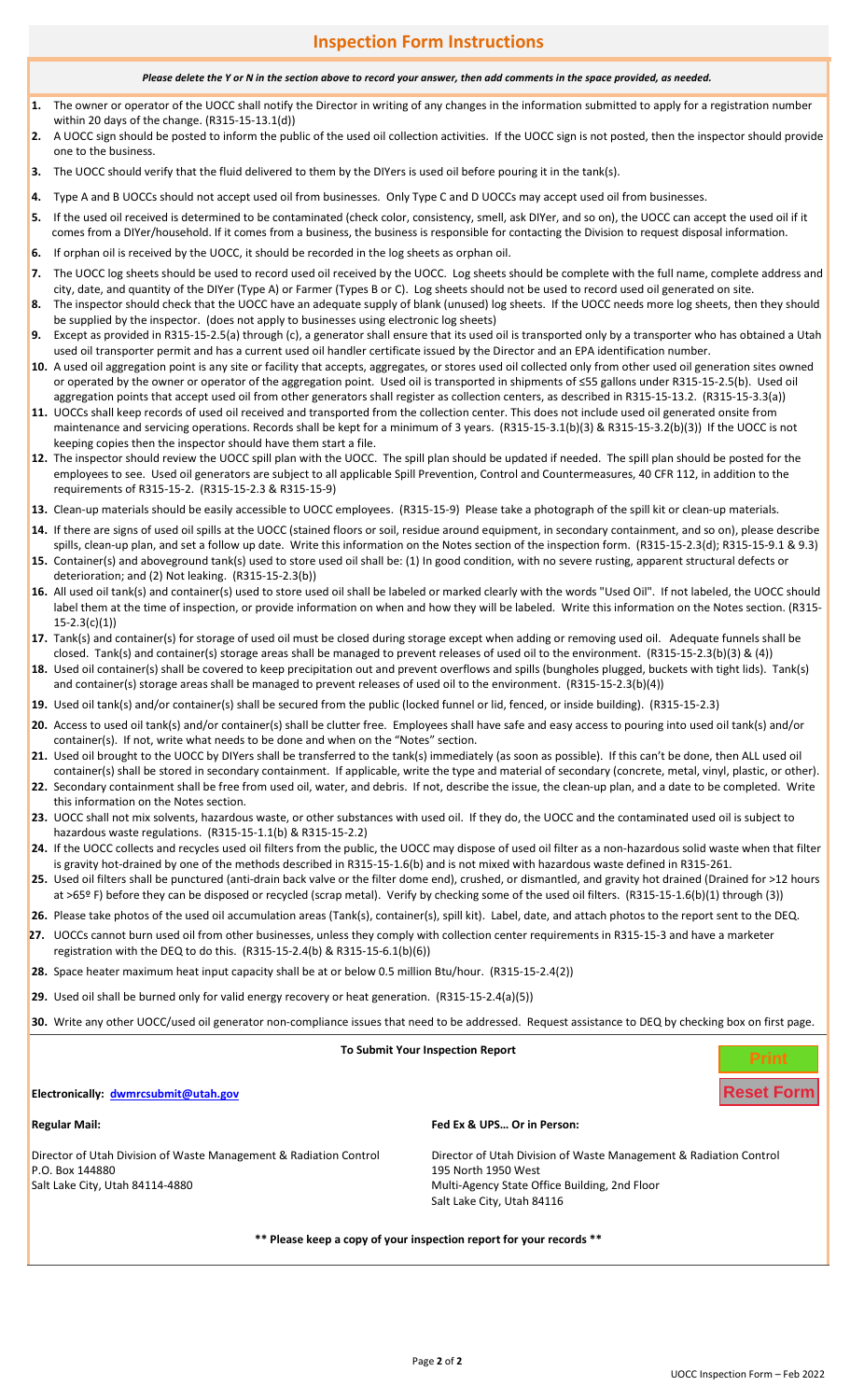# Inspection Form Instructions

***Please delete the Y or N in the section above to record your answer, then add comments in the space provided, as needed.***

1. The owner or operator of the UOCC shall notify the Director in writing of any changes in the information submitted to apply for a registration number within 20 days of the change. (R315-15-13.1(d))
2. A UOCC sign should be posted to inform the public of the used oil collection activities. If the UOCC sign is not posted, then the inspector should provide one to the business.
3. The UOCC should verify that the fluid delivered to them by the DIYers is used oil before pouring it in the tank(s).
4. Type A and B UOCCs should not accept used oil from businesses. Only Type C and D UOCCs may accept used oil from businesses.
5. If the used oil received is determined to be contaminated (check color, consistency, smell, ask DIYer, and so on), the UOCC can accept the used oil if it comes from a DIYer/household. If it comes from a business, the business is responsible for contacting the Division to request disposal information.
6. If orphan oil is received by the UOCC, it should be recorded in the log sheets as orphan oil.
7. The UOCC log sheets should be used to record used oil received by the UOCC. Log sheets should be complete with the full name, complete address and city, date, and quantity of the DIYer (Type A) or Farmer (Types B or C). Log sheets should not be used to record used oil generated on site.
8. The inspector should check that the UOCC have an adequate supply of blank (unused) log sheets. If the UOCC needs more log sheets, then they should be supplied by the inspector. (does not apply to businesses using electronic log sheets)
9. Except as provided in R315-15-2.5(a) through (c), a generator shall ensure that its used oil is transported only by a transporter who has obtained a Utah used oil transporter permit and has a current used oil handler certificate issued by the Director and an EPA identification number.
10. A used oil aggregation point is any site or facility that accepts, aggregates, or stores used oil collected only from other used oil generation sites owned or operated by the owner or operator of the aggregation point. Used oil is transported in shipments of ≤55 gallons under R315-15-2.5(b). Used oil aggregation points that accept used oil from other generators shall register as collection centers, as described in R315-15-13.2. (R315-15-3.3(a))
11. UOCCs shall keep records of used oil received and transported from the collection center. This does not include used oil generated onsite from maintenance and servicing operations. Records shall be kept for a minimum of 3 years. (R315-15-3.1(b)(3) & R315-15-3.2(b)(3)) If the UOCC is not keeping copies then the inspector should have them start a file.
12. The inspector should review the UOCC spill plan with the UOCC. The spill plan should be updated if needed. The spill plan should be posted for the employees to see. Used oil generators are subject to all applicable Spill Prevention, Control and Countermeasures, 40 CFR 112, in addition to the requirements of R315-15-2. (R315-15-2.3 & R315-15-9)
13. Clean-up materials should be easily accessible to UOCC employees. (R315-15-9) Please take a photograph of the spill kit or clean-up materials.
14. If there are signs of used oil spills at the UOCC (stained floors or soil, residue around equipment, in secondary containment, and so on), please describe spills, clean-up plan, and set a follow up date. Write this information on the Notes section of the inspection form. (R315-15-2.3(d); R315-15-9.1 & 9.3)
15. Container(s) and aboveground tank(s) used to store used oil shall be: (1) In good condition, with no severe rusting, apparent structural defects or deterioration; and (2) Not leaking. (R315-15-2.3(b))
16. All used oil tank(s) and container(s) used to store used oil shall be labeled or marked clearly with the words "Used Oil". If not labeled, the UOCC should label them at the time of inspection, or provide information on when and how they will be labeled. Write this information on the Notes section. (R315-15-2.3(c)(1))
17. Tank(s) and container(s) for storage of used oil must be closed during storage except when adding or removing used oil. Adequate funnels shall be closed. Tank(s) and container(s) storage areas shall be managed to prevent releases of used oil to the environment. (R315-15-2.3(b)(3) & (4))
18. Used oil container(s) shall be covered to keep precipitation out and prevent overflows and spills (bungholes plugged, buckets with tight lids). Tank(s) and container(s) storage areas shall be managed to prevent releases of used oil to the environment. (R315-15-2.3(b)(4))
19. Used oil tank(s) and/or container(s) shall be secured from the public (locked funnel or lid, fenced, or inside building). (R315-15-2.3)
20. Access to used oil tank(s) and/or container(s) shall be clutter free. Employees shall have safe and easy access to pouring into used oil tank(s) and/or container(s). If not, write what needs to be done and when on the "Notes" section.
21. Used oil brought to the UOCC by DIYers shall be transferred to the tank(s) immediately (as soon as possible). If this can't be done, then ALL used oil container(s) shall be stored in secondary containment. If applicable, write the type and material of secondary (concrete, metal, vinyl, plastic, or other).
22. Secondary containment shall be free from used oil, water, and debris. If not, describe the issue, the clean-up plan, and a date to be completed. Write this information on the Notes section.
23. UOCC shall not mix solvents, hazardous waste, or other substances with used oil. If they do, the UOCC and the contaminated used oil is subject to hazardous waste regulations. (R315-15-1.1(b) & R315-15-2.2)
24. If the UOCC collects and recycles used oil filters from the public, the UOCC may dispose of used oil filter as a non-hazardous solid waste when that filter is gravity hot-drained by one of the methods described in R315-15-1.6(b) and is not mixed with hazardous waste defined in R315-261.
25. Used oil filters shall be punctured (anti-drain back valve or the filter dome end), crushed, or dismantled, and gravity hot drained (Drained for >12 hours at >65º F) before they can be disposed or recycled (scrap metal). Verify by checking some of the used oil filters. (R315-15-1.6(b)(1) through (3))
26. Please take photos of the used oil accumulation areas (Tank(s), container(s), spill kit). Label, date, and attach photos to the report sent to the DEQ.
27. UOCCs cannot burn used oil from other businesses, unless they comply with collection center requirements in R315-15-3 and have a marketer registration with the DEQ to do this. (R315-15-2.4(b) & R315-15-6.1(b)(6))
28. Space heater maximum heat input capacity shall be at or below 0.5 million Btu/hour. (R315-15-2.4(2))
29. Used oil shall be burned only for valid energy recovery or heat generation. (R315-15-2.4(a)(5))
30. Write any other UOCC/used oil generator non-compliance issues that need to be addressed. Request assistance to DEQ by checking box on first page.

**To Submit Your Inspection Report**

Print

Reset Form

**Electronically:** dwmrcsubmit@utah.gov

**Regular Mail:**

Director of Utah Division of Waste Management & Radiation Control
P.O. Box 144880
Salt Lake City, Utah 84114-4880

**Fed Ex & UPS… Or in Person:**

Director of Utah Division of Waste Management & Radiation Control
195 North 1950 West
Multi-Agency State Office Building, 2nd Floor
Salt Lake City, Utah 84116

**\*\* Please keep a copy of your inspection report for your records \*\***

UOCC Inspection Form – Feb 2022